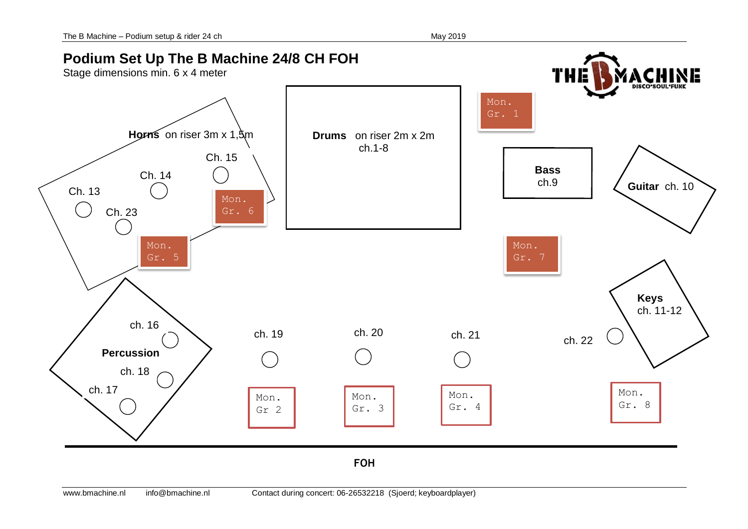# Podium Set Up The B Machine 24/8 CH FOH

Stage dimensions min. 6 x 4 meter

THE B MACHINE
DISCO·SOUL·FUNK

**Horns** on riser 3m x 1,5m

Ch. 15

Ch. 14

Ch. 13

Ch. 23

Mon. Gr. 6

Mon. Gr. 5

**Drums** on riser 2m x 2m
ch.1-8

Mon. Gr. 1

**Bass**
ch.9

**Guitar** ch. 10

Mon. Gr. 7

**Keys**
ch. 11-12

ch. 22

ch. 16

**Percussion**

ch. 18

ch. 17

ch. 19

ch. 20

ch. 21

Mon. Gr 2

Mon. Gr. 3

Mon. Gr. 4

Mon. Gr. 8

**FOH**

www.bmachine.nl info@bmachine.nl Contact during concert: 06-26532218 (Sjoerd; keyboardplayer)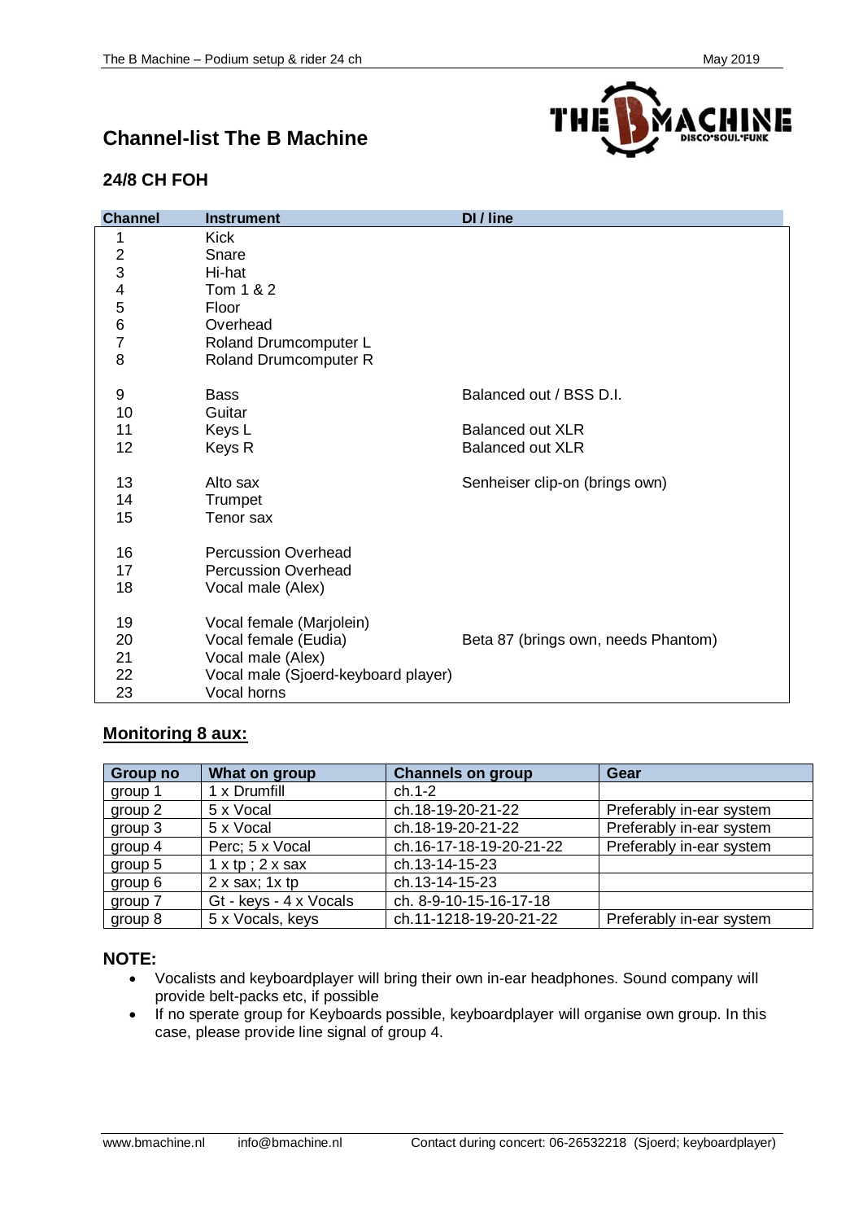## Channel-list The B Machine

### 24/8 CH FOH

| Channel | Instrument | DI / line |
|---|---|---|
| 1 | Kick | |
| 2 | Snare | |
| 3 | Hi-hat | |
| 4 | Tom 1 & 2 | |
| 5 | Floor | |
| 6 | Overhead | |
| 7 | Roland Drumcomputer L | |
| 8 | Roland Drumcomputer R | |
| 9 | Bass | Balanced out / BSS D.I. |
| 10 | Guitar | |
| 11 | Keys L | Balanced out XLR |
| 12 | Keys R | Balanced out XLR |
| 13 | Alto sax | Senheiser clip-on (brings own) |
| 14 | Trumpet | |
| 15 | Tenor sax | |
| 16 | Percussion Overhead | |
| 17 | Percussion Overhead | |
| 18 | Vocal male (Alex) | |
| 19 | Vocal female (Marjolein) | |
| 20 | Vocal female (Eudia) | Beta 87 (brings own, needs Phantom) |
| 21 | Vocal male (Alex) | |
| 22 | Vocal male (Sjoerd-keyboard player) | |
| 23 | Vocal horns | |

### Monitoring 8 aux:

| Group no | What on group | Channels on group | Gear |
|---|---|---|---|
| group 1 | 1 x Drumfill | ch.1-2 | |
| group 2 | 5 x Vocal | ch.18-19-20-21-22 | Preferably in-ear system |
| group 3 | 5 x Vocal | ch.18-19-20-21-22 | Preferably in-ear system |
| group 4 | Perc; 5 x Vocal | ch.16-17-18-19-20-21-22 | Preferably in-ear system |
| group 5 | 1 x tp ; 2 x sax | ch.13-14-15-23 | |
| group 6 | 2 x sax; 1x tp | ch.13-14-15-23 | |
| group 7 | Gt - keys - 4 x Vocals | ch. 8-9-10-15-16-17-18 | |
| group 8 | 5 x Vocals, keys | ch.11-1218-19-20-21-22 | Preferably in-ear system |

### NOTE:

- Vocalists and keyboardplayer will bring their own in-ear headphones. Sound company will provide belt-packs etc, if possible
- If no sperate group for Keyboards possible, keyboardplayer will organise own group. In this case, please provide line signal of group 4.

www.bmachine.nl info@bmachine.nl Contact during concert: 06-26532218 (Sjoerd; keyboardplayer)